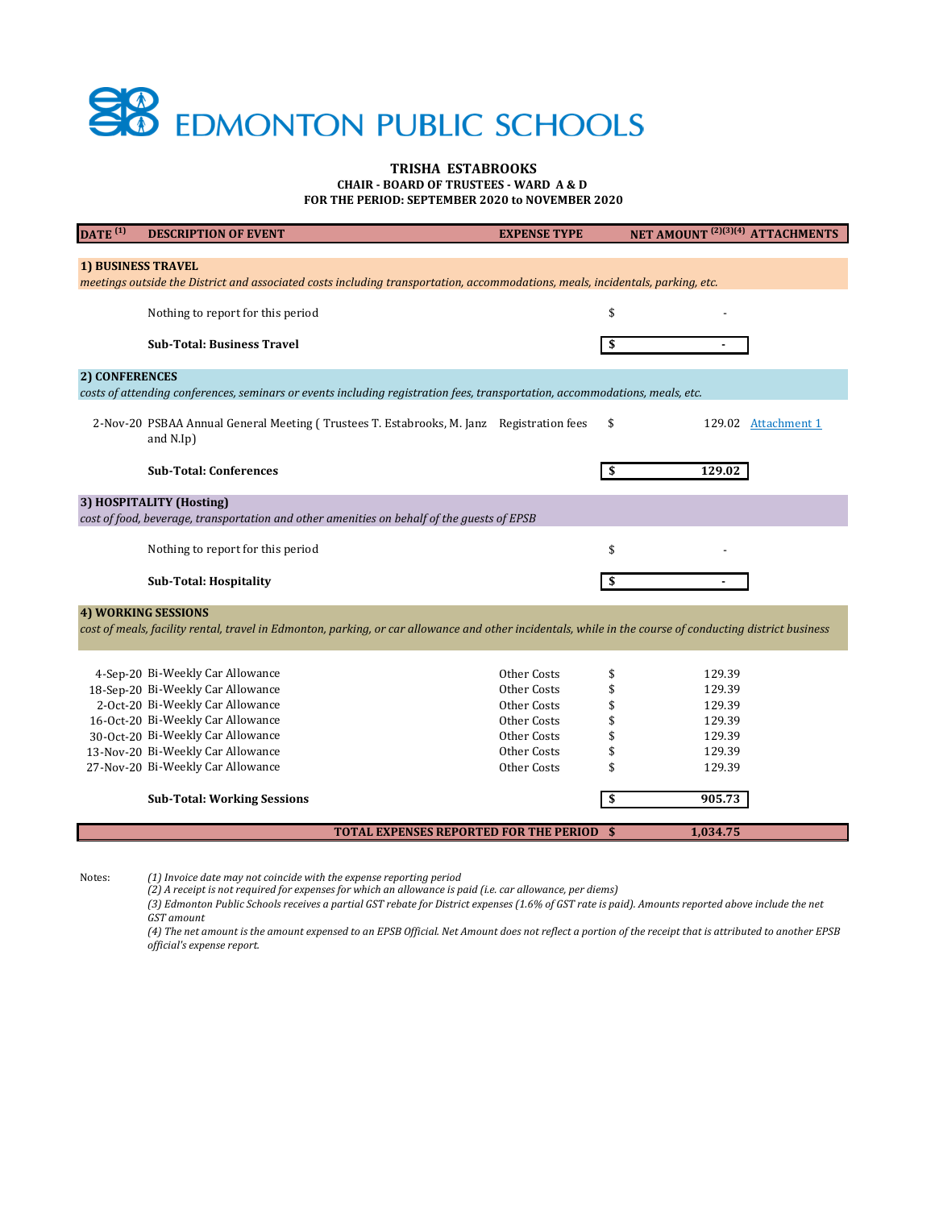# EDMONTON PUBLIC SCHOOLS

**TRISHA ESTABROOKS**
**CHAIR - BOARD OF TRUSTEES - WARD A & D**
**FOR THE PERIOD: SEPTEMBER 2020 to NOVEMBER 2020**

| DATE [1] | DESCRIPTION OF EVENT | EXPENSE TYPE | NET AMOUNT [2][3][4] | ATTACHMENTS |
|---|---|---|---|---|
| **1) BUSINESS TRAVEL** | | | | |
| *meetings outside the District and associated costs including transportation, accommodations, meals, incidentals, parking, etc.* | | | | |
| | Nothing to report for this period | | $ - | |
| | **Sub-Total: Business Travel** | | **$ -** | |
| **2) CONFERENCES** | | | | |
| *costs of attending conferences, seminars or events including registration fees, transportation, accommodations, meals, etc.* | | | | |
| 2-Nov-20 | PSBAA Annual General Meeting ( Trustees T. Estabrooks, M. Janz and N.Ip) | Registration fees | $ 129.02 | Attachment 1 |
| | **Sub-Total: Conferences** | | **$ 129.02** | |
| **3) HOSPITALITY (Hosting)** | | | | |
| *cost of food, beverage, transportation and other amenities on behalf of the guests of EPSB* | | | | |
| | Nothing to report for this period | | $ - | |
| | **Sub-Total: Hospitality** | | **$ -** | |
| **4) WORKING SESSIONS** | | | | |
| *cost of meals, facility rental, travel in Edmonton, parking, or car allowance and other incidentals, while in the course of conducting district business* | | | | |
| 4-Sep-20 | Bi-Weekly Car Allowance | Other Costs | $ 129.39 | |
| 18-Sep-20 | Bi-Weekly Car Allowance | Other Costs | $ 129.39 | |
| 2-Oct-20 | Bi-Weekly Car Allowance | Other Costs | $ 129.39 | |
| 16-Oct-20 | Bi-Weekly Car Allowance | Other Costs | $ 129.39 | |
| 30-Oct-20 | Bi-Weekly Car Allowance | Other Costs | $ 129.39 | |
| 13-Nov-20 | Bi-Weekly Car Allowance | Other Costs | $ 129.39 | |
| 27-Nov-20 | Bi-Weekly Car Allowance | Other Costs | $ 129.39 | |
| | **Sub-Total: Working Sessions** | | **$ 905.73** | |
| | **TOTAL EXPENSES REPORTED FOR THE PERIOD** | | **$ 1,034.75** | |

Notes:

*(1) Invoice date may not coincide with the expense reporting period*
*(2) A receipt is not required for expenses for which an allowance is paid (i.e. car allowance, per diems)*
*(3) Edmonton Public Schools receives a partial GST rebate for District expenses (1.6% of GST rate is paid). Amounts reported above include the net GST amount*
*(4) The net amount is the amount expensed to an EPSB Official. Net Amount does not reflect a portion of the receipt that is attributed to another EPSB official's expense report.*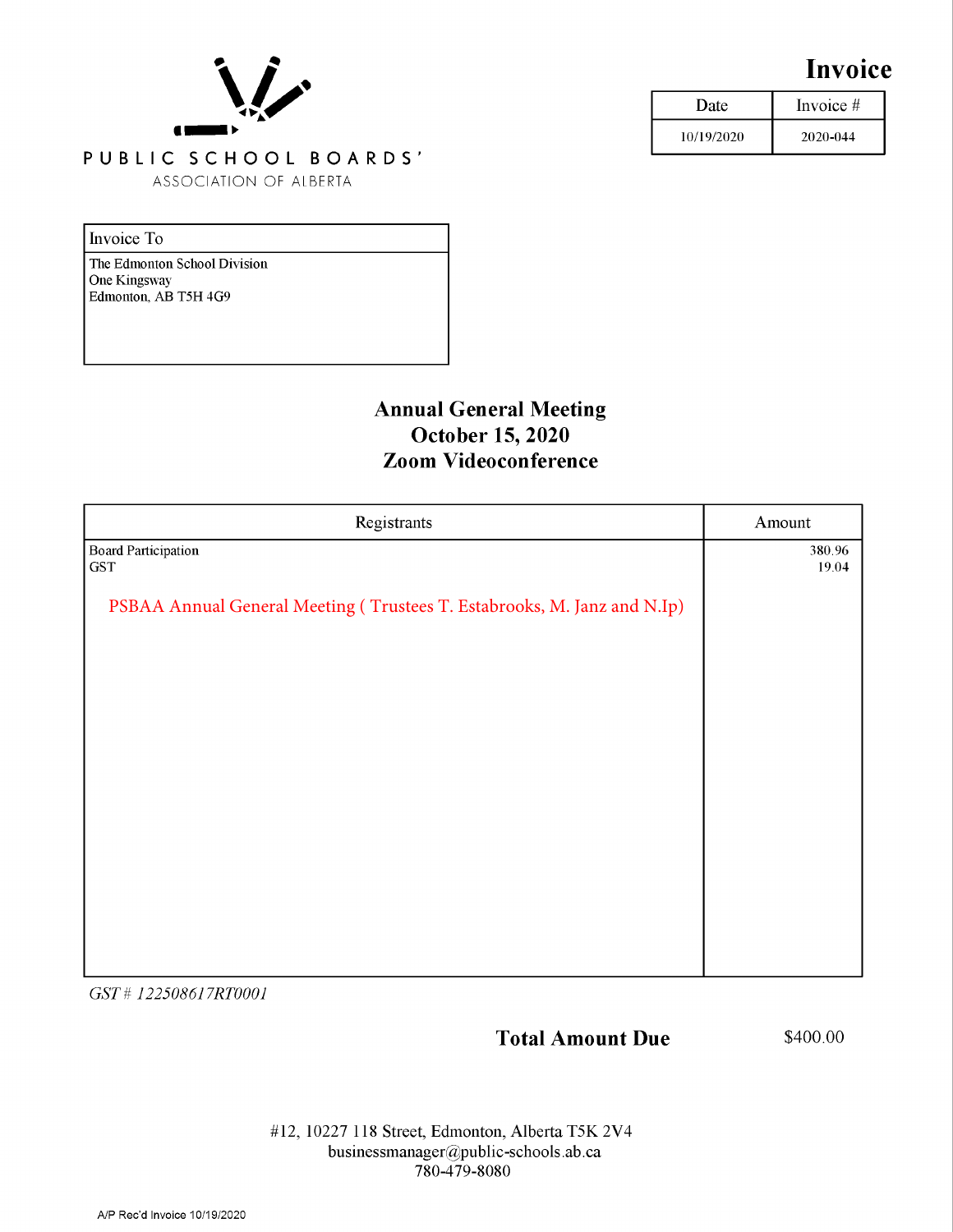PUBLIC SCHOOL BOARDS'
ASSOCIATION OF ALBERTA

# Invoice

| Date | Invoice # |
| --- | --- |
| 10/19/2020 | 2020-044 |

| Invoice To |
| --- |
| The Edmonton School Division<br>One Kingsway<br>Edmonton, AB T5H 4G9 |

## Annual General Meeting
## October 15, 2020
## Zoom Videoconference

| Registrants | Amount |
| --- | --- |
| Board Participation | 380.96 |
| GST | 19.04 |
| PSBAA Annual General Meeting ( Trustees T. Estabrooks, M. Janz and N.Ip) | |

*GST # 122508617RT0001*

**Total Amount Due** $400.00

#12, 10227 118 Street, Edmonton, Alberta T5K 2V4
businessmanager@public-schools.ab.ca
780-479-8080

A/P Rec'd Invoice 10/19/2020